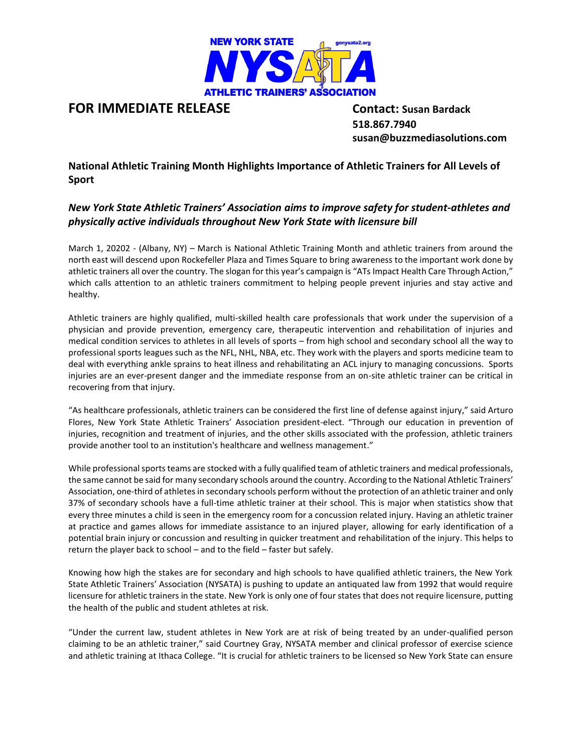NEW YORK STATE NYSATA ATHLETIC TRAINERS' ASSOCIATION gonysata2.org

**FOR IMMEDIATE RELEASE**

**Contact:** **Susan Bardack**
**518.867.7940**
**susan@buzzmediasolutions.com**

## National Athletic Training Month Highlights Importance of Athletic Trainers for All Levels of Sport

### *New York State Athletic Trainers' Association aims to improve safety for student-athletes and physically active individuals throughout New York State with licensure bill*

March 1, 20202 - (Albany, NY) – March is National Athletic Training Month and athletic trainers from around the north east will descend upon Rockefeller Plaza and Times Square to bring awareness to the important work done by athletic trainers all over the country. The slogan for this year's campaign is "ATs Impact Health Care Through Action," which calls attention to an athletic trainers commitment to helping people prevent injuries and stay active and healthy.

Athletic trainers are highly qualified, multi-skilled health care professionals that work under the supervision of a physician and provide prevention, emergency care, therapeutic intervention and rehabilitation of injuries and medical condition services to athletes in all levels of sports – from high school and secondary school all the way to professional sports leagues such as the NFL, NHL, NBA, etc. They work with the players and sports medicine team to deal with everything ankle sprains to heat illness and rehabilitating an ACL injury to managing concussions. Sports injuries are an ever-present danger and the immediate response from an on-site athletic trainer can be critical in recovering from that injury.

"As healthcare professionals, athletic trainers can be considered the first line of defense against injury," said Arturo Flores, New York State Athletic Trainers' Association president-elect. "Through our education in prevention of injuries, recognition and treatment of injuries, and the other skills associated with the profession, athletic trainers provide another tool to an institution's healthcare and wellness management."

While professional sports teams are stocked with a fully qualified team of athletic trainers and medical professionals, the same cannot be said for many secondary schools around the country. According to the National Athletic Trainers' Association, one-third of athletes in secondary schools perform without the protection of an athletic trainer and only 37% of secondary schools have a full-time athletic trainer at their school. This is major when statistics show that every three minutes a child is seen in the emergency room for a concussion related injury. Having an athletic trainer at practice and games allows for immediate assistance to an injured player, allowing for early identification of a potential brain injury or concussion and resulting in quicker treatment and rehabilitation of the injury. This helps to return the player back to school – and to the field – faster but safely.

Knowing how high the stakes are for secondary and high schools to have qualified athletic trainers, the New York State Athletic Trainers' Association (NYSATA) is pushing to update an antiquated law from 1992 that would require licensure for athletic trainers in the state. New York is only one of four states that does not require licensure, putting the health of the public and student athletes at risk.

"Under the current law, student athletes in New York are at risk of being treated by an under-qualified person claiming to be an athletic trainer," said Courtney Gray, NYSATA member and clinical professor of exercise science and athletic training at Ithaca College. "It is crucial for athletic trainers to be licensed so New York State can ensure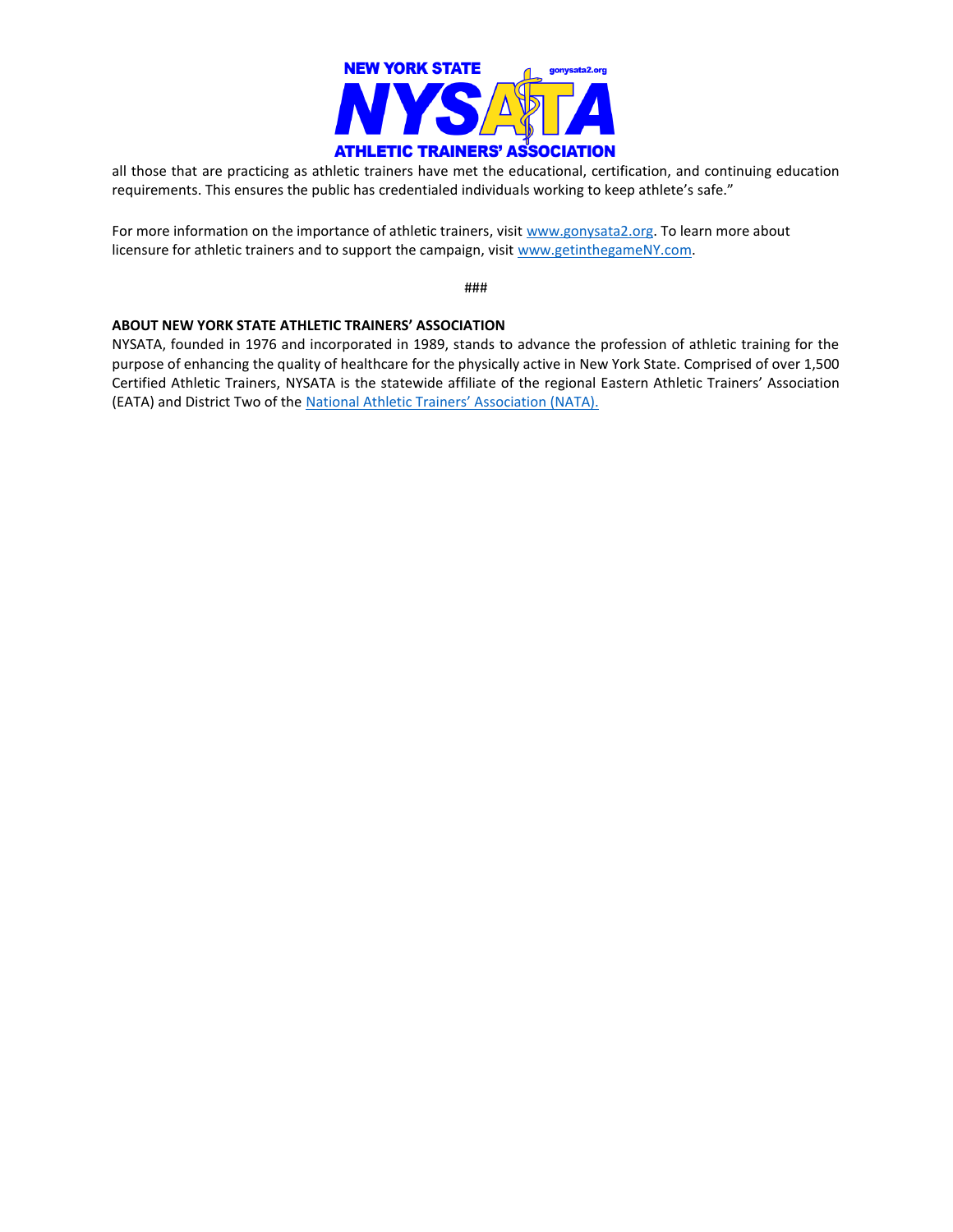all those that are practicing as athletic trainers have met the educational, certification, and continuing education requirements. This ensures the public has credentialed individuals working to keep athlete's safe."

For more information on the importance of athletic trainers, visit [www.gonysata2.org](http://www.gonysata2.org). To learn more about licensure for athletic trainers and to support the campaign, visit [www.getinthegameNY.com](http://www.getinthegameNY.com).

###

**ABOUT NEW YORK STATE ATHLETIC TRAINERS' ASSOCIATION**

NYSATA, founded in 1976 and incorporated in 1989, stands to advance the profession of athletic training for the purpose of enhancing the quality of healthcare for the physically active in New York State. Comprised of over 1,500 Certified Athletic Trainers, NYSATA is the statewide affiliate of the regional Eastern Athletic Trainers' Association (EATA) and District Two of the National Athletic Trainers' Association (NATA).